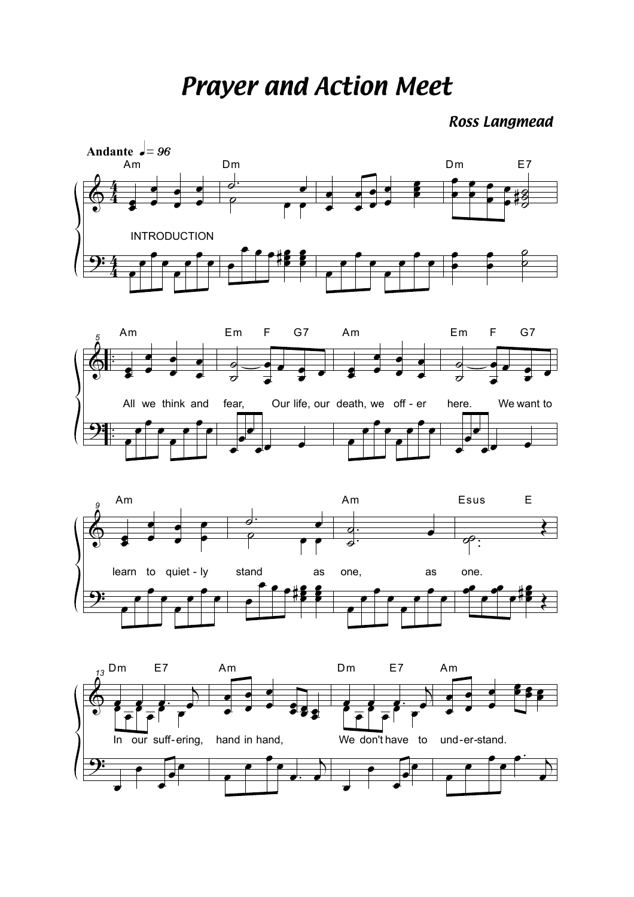# Prayer and Action Meet

**Ross Langmead**

**Andante** ♩ = 96

INTRODUCTION

All we think and fear, Our life, our death, we off - er here. We want to learn to quiet - ly stand as one, as one.

In our suff - ering, hand in hand, We don't have to und - er - stand.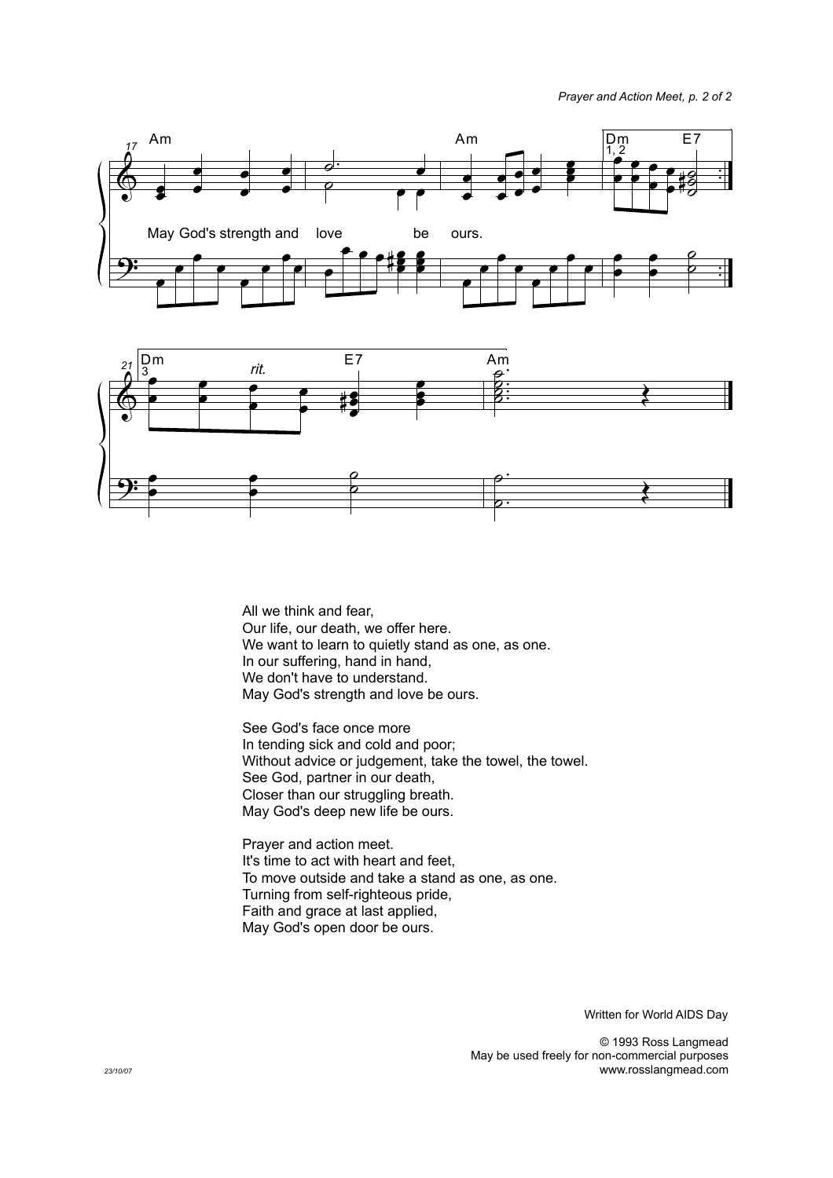All we think and fear,
Our life, our death, we offer here.
We want to learn to quietly stand as one, as one.
In our suffering, hand in hand,
We don't have to understand.
May God's strength and love be ours.

See God's face once more
In tending sick and cold and poor;
Without advice or judgement, take the towel, the towel.
See God, partner in our death,
Closer than our struggling breath.
May God's deep new life be ours.

Prayer and action meet.
It's time to act with heart and feet,
To move outside and take a stand as one, as one.
Turning from self-righteous pride,
Faith and grace at last applied,
May God's open door be ours.

Written for World AIDS Day

© 1993 Ross Langmead
May be used freely for non-commercial purposes
www.rosslangmead.com

23/10/07